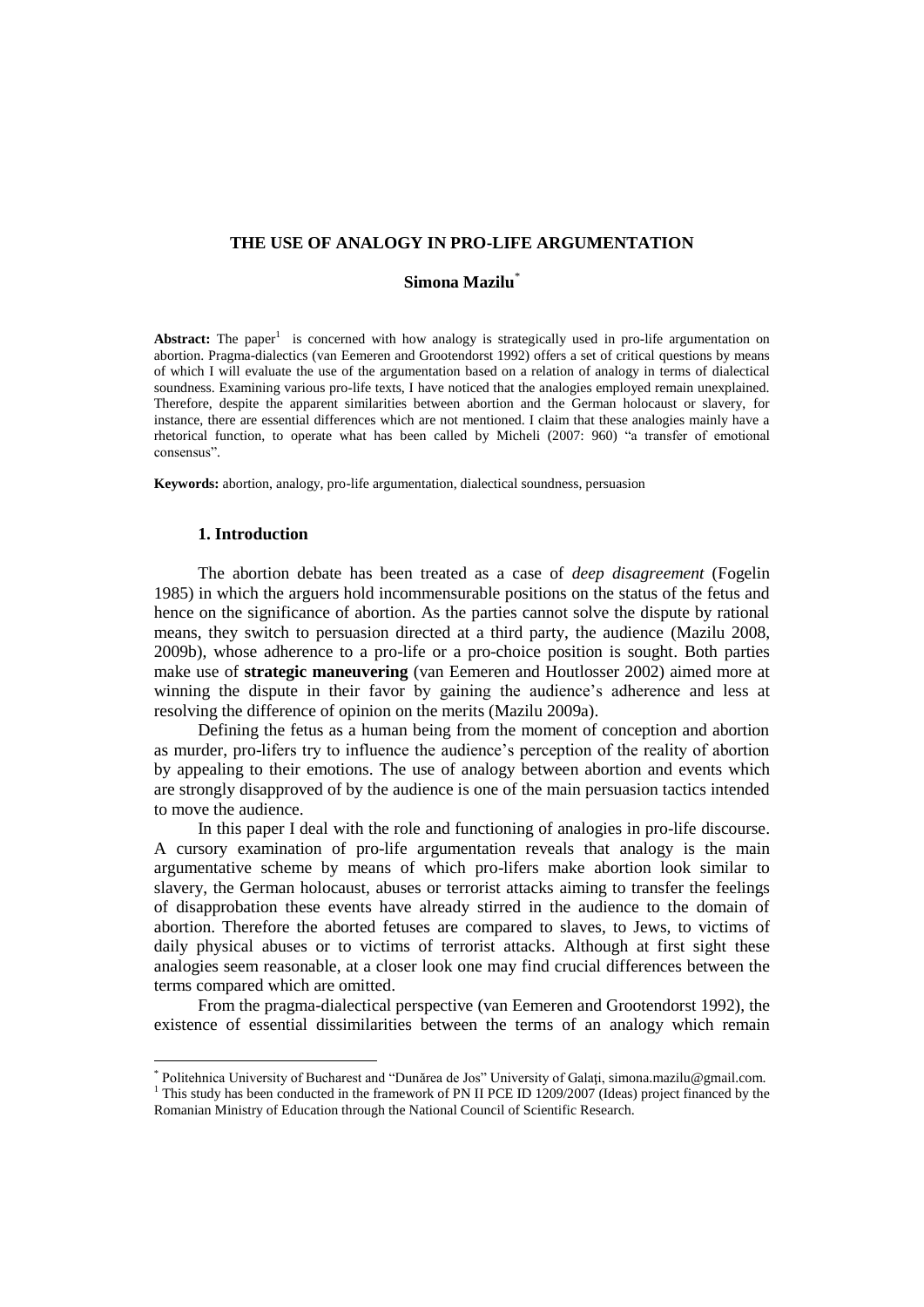# THE USE OF ANALOGY IN PRO-LIFE ARGUMENTATION

**Simona Mazilu***

**Abstract:** The paper[1] is concerned with how analogy is strategically used in pro-life argumentation on abortion. Pragma-dialectics (van Eemeren and Grootendorst 1992) offers a set of critical questions by means of which I will evaluate the use of the argumentation based on a relation of analogy in terms of dialectical soundness. Examining various pro-life texts, I have noticed that the analogies employed remain unexplained. Therefore, despite the apparent similarities between abortion and the German holocaust or slavery, for instance, there are essential differences which are not mentioned. I claim that these analogies mainly have a rhetorical function, to operate what has been called by Micheli (2007: 960) "a transfer of emotional consensus".

**Keywords:** abortion, analogy, pro-life argumentation, dialectical soundness, persuasion

## 1. Introduction

The abortion debate has been treated as a case of *deep disagreement* (Fogelin 1985) in which the arguers hold incommensurable positions on the status of the fetus and hence on the significance of abortion. As the parties cannot solve the dispute by rational means, they switch to persuasion directed at a third party, the audience (Mazilu 2008, 2009b), whose adherence to a pro-life or a pro-choice position is sought. Both parties make use of **strategic maneuvering** (van Eemeren and Houtlosser 2002) aimed more at winning the dispute in their favor by gaining the audience's adherence and less at resolving the difference of opinion on the merits (Mazilu 2009a).

Defining the fetus as a human being from the moment of conception and abortion as murder, pro-lifers try to influence the audience's perception of the reality of abortion by appealing to their emotions. The use of analogy between abortion and events which are strongly disapproved of by the audience is one of the main persuasion tactics intended to move the audience.

In this paper I deal with the role and functioning of analogies in pro-life discourse. A cursory examination of pro-life argumentation reveals that analogy is the main argumentative scheme by means of which pro-lifers make abortion look similar to slavery, the German holocaust, abuses or terrorist attacks aiming to transfer the feelings of disapprobation these events have already stirred in the audience to the domain of abortion. Therefore the aborted fetuses are compared to slaves, to Jews, to victims of daily physical abuses or to victims of terrorist attacks. Although at first sight these analogies seem reasonable, at a closer look one may find crucial differences between the terms compared which are omitted.

From the pragma-dialectical perspective (van Eemeren and Grootendorst 1992), the existence of essential dissimilarities between the terms of an analogy which remain

---

\* Politehnica University of Bucharest and "Dunărea de Jos" University of Galați, simona.mazilu@gmail.com.

[1] This study has been conducted in the framework of PN II PCE ID 1209/2007 (Ideas) project financed by the Romanian Ministry of Education through the National Council of Scientific Research.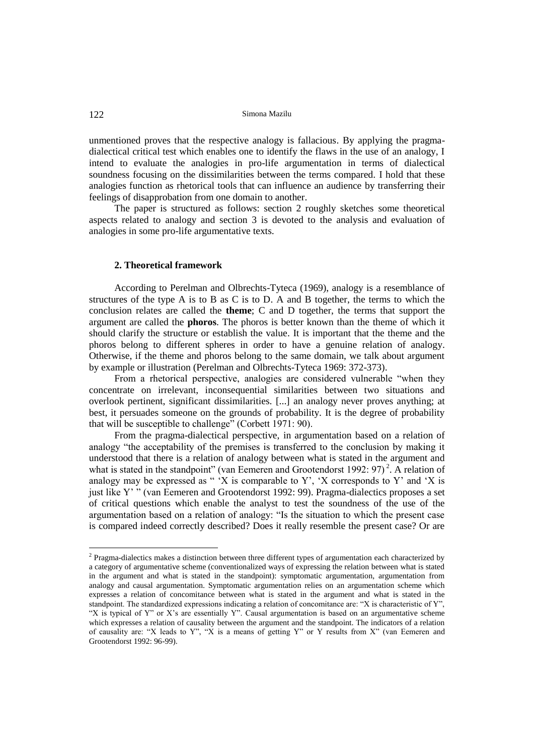unmentioned proves that the respective analogy is fallacious. By applying the pragma-dialectical critical test which enables one to identify the flaws in the use of an analogy, I intend to evaluate the analogies in pro-life argumentation in terms of dialectical soundness focusing on the dissimilarities between the terms compared. I hold that these analogies function as rhetorical tools that can influence an audience by transferring their feelings of disapprobation from one domain to another.

The paper is structured as follows: section 2 roughly sketches some theoretical aspects related to analogy and section 3 is devoted to the analysis and evaluation of analogies in some pro-life argumentative texts.

## 2. Theoretical framework

According to Perelman and Olbrechts-Tyteca (1969), analogy is a resemblance of structures of the type A is to B as C is to D. A and B together, the terms to which the conclusion relates are called the **theme**; C and D together, the terms that support the argument are called the **phoros**. The phoros is better known than the theme of which it should clarify the structure or establish the value. It is important that the theme and the phoros belong to different spheres in order to have a genuine relation of analogy. Otherwise, if the theme and phoros belong to the same domain, we talk about argument by example or illustration (Perelman and Olbrechts-Tyteca 1969: 372-373).

From a rhetorical perspective, analogies are considered vulnerable "when they concentrate on irrelevant, inconsequential similarities between two situations and overlook pertinent, significant dissimilarities. [...] an analogy never proves anything; at best, it persuades someone on the grounds of probability. It is the degree of probability that will be susceptible to challenge" (Corbett 1971: 90).

From the pragma-dialectical perspective, in argumentation based on a relation of analogy "the acceptability of the premises is transferred to the conclusion by making it understood that there is a relation of analogy between what is stated in the argument and what is stated in the standpoint" (van Eemeren and Grootendorst 1992: 97) [2]. A relation of analogy may be expressed as " 'X is comparable to Y', 'X corresponds to Y' and 'X is just like Y' " (van Eemeren and Grootendorst 1992: 99). Pragma-dialectics proposes a set of critical questions which enable the analyst to test the soundness of the use of the argumentation based on a relation of analogy: "Is the situation to which the present case is compared indeed correctly described? Does it really resemble the present case? Or are

---

[2] Pragma-dialectics makes a distinction between three different types of argumentation each characterized by a category of argumentative scheme (conventionalized ways of expressing the relation between what is stated in the argument and what is stated in the standpoint): symptomatic argumentation, argumentation from analogy and causal argumentation. Symptomatic argumentation relies on an argumentation scheme which expresses a relation of concomitance between what is stated in the argument and what is stated in the standpoint. The standardized expressions indicating a relation of concomitance are: "X is characteristic of Y", "X is typical of Y" or X's are essentially Y". Causal argumentation is based on an argumentative scheme which expresses a relation of causality between the argument and the standpoint. The indicators of a relation of causality are: "X leads to Y", "X is a means of getting Y" or Y results from X" (van Eemeren and Grootendorst 1992: 96-99).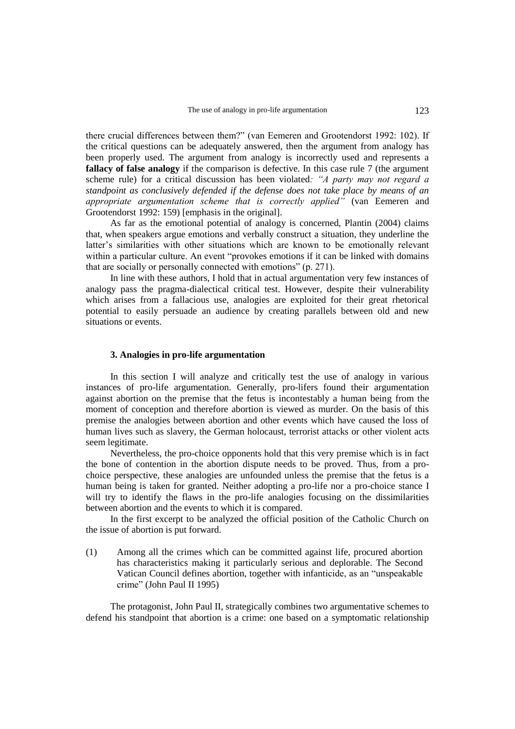there crucial differences between them?" (van Eemeren and Grootendorst 1992: 102). If the critical questions can be adequately answered, then the argument from analogy has been properly used. The argument from analogy is incorrectly used and represents a **fallacy of false analogy** if the comparison is defective. In this case rule 7 (the argument scheme rule) for a critical discussion has been violated*: "A party may not regard a standpoint as conclusively defended if the defense does not take place by means of an appropriate argumentation scheme that is correctly applied"* (van Eemeren and Grootendorst 1992: 159) [emphasis in the original].

As far as the emotional potential of analogy is concerned, Plantin (2004) claims that, when speakers argue emotions and verbally construct a situation, they underline the latter's similarities with other situations which are known to be emotionally relevant within a particular culture. An event "provokes emotions if it can be linked with domains that are socially or personally connected with emotions" (p. 271).

In line with these authors, I hold that in actual argumentation very few instances of analogy pass the pragma-dialectical critical test. However, despite their vulnerability which arises from a fallacious use, analogies are exploited for their great rhetorical potential to easily persuade an audience by creating parallels between old and new situations or events.

### 3. Analogies in pro-life argumentation

In this section I will analyze and critically test the use of analogy in various instances of pro-life argumentation. Generally, pro-lifers found their argumentation against abortion on the premise that the fetus is incontestably a human being from the moment of conception and therefore abortion is viewed as murder. On the basis of this premise the analogies between abortion and other events which have caused the loss of human lives such as slavery, the German holocaust, terrorist attacks or other violent acts seem legitimate.

Nevertheless, the pro-choice opponents hold that this very premise which is in fact the bone of contention in the abortion dispute needs to be proved. Thus, from a pro-choice perspective, these analogies are unfounded unless the premise that the fetus is a human being is taken for granted. Neither adopting a pro-life nor a pro-choice stance I will try to identify the flaws in the pro-life analogies focusing on the dissimilarities between abortion and the events to which it is compared.

In the first excerpt to be analyzed the official position of the Catholic Church on the issue of abortion is put forward.

(1) Among all the crimes which can be committed against life, procured abortion has characteristics making it particularly serious and deplorable. The Second Vatican Council defines abortion, together with infanticide, as an "unspeakable crime" (John Paul II 1995)

The protagonist, John Paul II, strategically combines two argumentative schemes to defend his standpoint that abortion is a crime: one based on a symptomatic relationship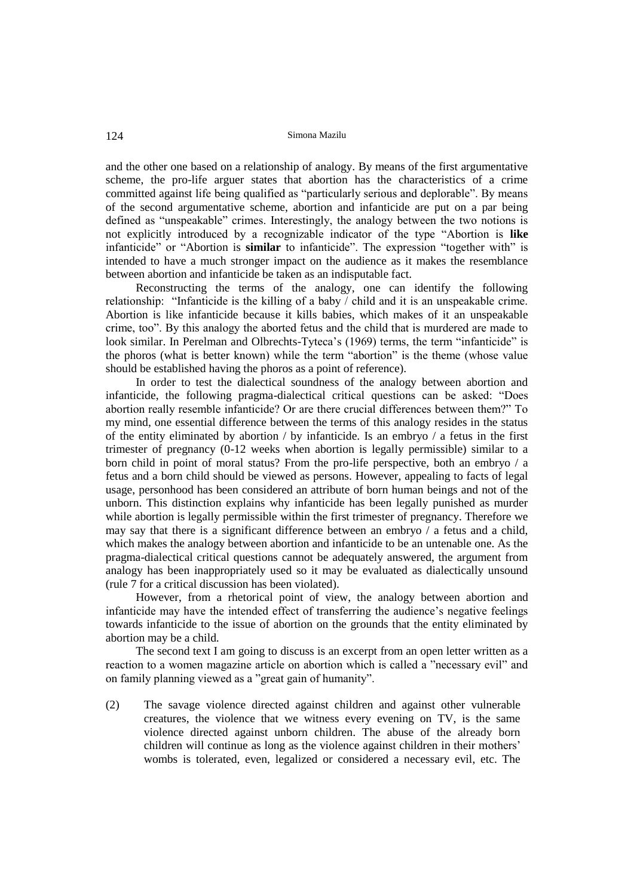and the other one based on a relationship of analogy. By means of the first argumentative scheme, the pro-life arguer states that abortion has the characteristics of a crime committed against life being qualified as "particularly serious and deplorable". By means of the second argumentative scheme, abortion and infanticide are put on a par being defined as "unspeakable" crimes. Interestingly, the analogy between the two notions is not explicitly introduced by a recognizable indicator of the type "Abortion is **like** infanticide" or "Abortion is **similar** to infanticide". The expression "together with" is intended to have a much stronger impact on the audience as it makes the resemblance between abortion and infanticide be taken as an indisputable fact.

Reconstructing the terms of the analogy, one can identify the following relationship: "Infanticide is the killing of a baby / child and it is an unspeakable crime. Abortion is like infanticide because it kills babies, which makes of it an unspeakable crime, too". By this analogy the aborted fetus and the child that is murdered are made to look similar. In Perelman and Olbrechts-Tyteca's (1969) terms, the term "infanticide" is the phoros (what is better known) while the term "abortion" is the theme (whose value should be established having the phoros as a point of reference).

In order to test the dialectical soundness of the analogy between abortion and infanticide, the following pragma-dialectical critical questions can be asked: "Does abortion really resemble infanticide? Or are there crucial differences between them?" To my mind, one essential difference between the terms of this analogy resides in the status of the entity eliminated by abortion / by infanticide. Is an embryo / a fetus in the first trimester of pregnancy (0-12 weeks when abortion is legally permissible) similar to a born child in point of moral status? From the pro-life perspective, both an embryo / a fetus and a born child should be viewed as persons. However, appealing to facts of legal usage, personhood has been considered an attribute of born human beings and not of the unborn. This distinction explains why infanticide has been legally punished as murder while abortion is legally permissible within the first trimester of pregnancy. Therefore we may say that there is a significant difference between an embryo / a fetus and a child, which makes the analogy between abortion and infanticide to be an untenable one. As the pragma-dialectical critical questions cannot be adequately answered, the argument from analogy has been inappropriately used so it may be evaluated as dialectically unsound (rule 7 for a critical discussion has been violated).

However, from a rhetorical point of view, the analogy between abortion and infanticide may have the intended effect of transferring the audience's negative feelings towards infanticide to the issue of abortion on the grounds that the entity eliminated by abortion may be a child.

The second text I am going to discuss is an excerpt from an open letter written as a reaction to a women magazine article on abortion which is called a "necessary evil" and on family planning viewed as a "great gain of humanity".

(2) The savage violence directed against children and against other vulnerable creatures, the violence that we witness every evening on TV, is the same violence directed against unborn children. The abuse of the already born children will continue as long as the violence against children in their mothers' wombs is tolerated, even, legalized or considered a necessary evil, etc. The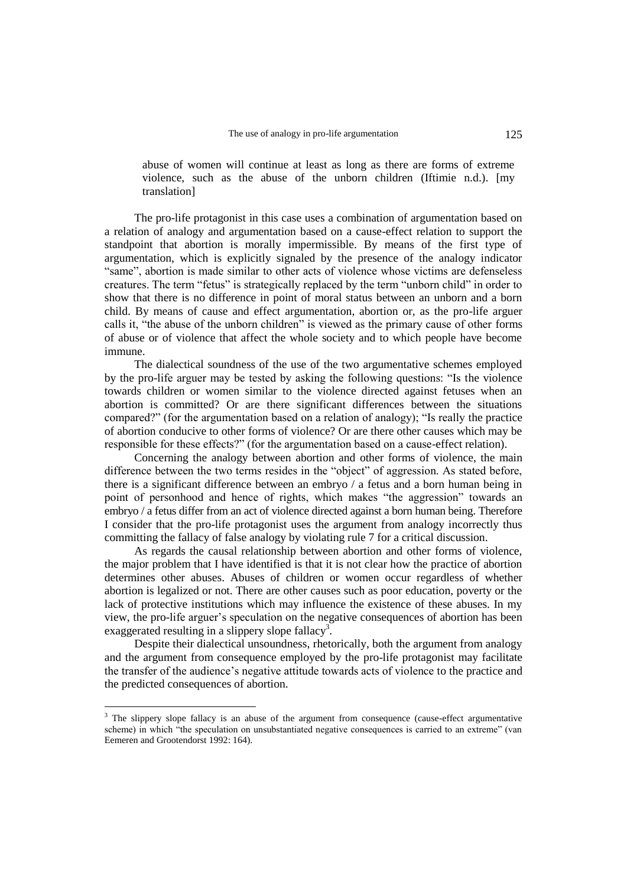> abuse of women will continue at least as long as there are forms of extreme violence, such as the abuse of the unborn children (Iftimie n.d.). [my translation]

The pro-life protagonist in this case uses a combination of argumentation based on a relation of analogy and argumentation based on a cause-effect relation to support the standpoint that abortion is morally impermissible. By means of the first type of argumentation, which is explicitly signaled by the presence of the analogy indicator "same", abortion is made similar to other acts of violence whose victims are defenseless creatures. The term "fetus" is strategically replaced by the term "unborn child" in order to show that there is no difference in point of moral status between an unborn and a born child. By means of cause and effect argumentation, abortion or, as the pro-life arguer calls it, "the abuse of the unborn children" is viewed as the primary cause of other forms of abuse or of violence that affect the whole society and to which people have become immune.

The dialectical soundness of the use of the two argumentative schemes employed by the pro-life arguer may be tested by asking the following questions: "Is the violence towards children or women similar to the violence directed against fetuses when an abortion is committed? Or are there significant differences between the situations compared?" (for the argumentation based on a relation of analogy); "Is really the practice of abortion conducive to other forms of violence? Or are there other causes which may be responsible for these effects?" (for the argumentation based on a cause-effect relation).

Concerning the analogy between abortion and other forms of violence, the main difference between the two terms resides in the "object" of aggression. As stated before, there is a significant difference between an embryo / a fetus and a born human being in point of personhood and hence of rights, which makes "the aggression" towards an embryo / a fetus differ from an act of violence directed against a born human being. Therefore I consider that the pro-life protagonist uses the argument from analogy incorrectly thus committing the fallacy of false analogy by violating rule 7 for a critical discussion.

As regards the causal relationship between abortion and other forms of violence, the major problem that I have identified is that it is not clear how the practice of abortion determines other abuses. Abuses of children or women occur regardless of whether abortion is legalized or not. There are other causes such as poor education, poverty or the lack of protective institutions which may influence the existence of these abuses. In my view, the pro-life arguer's speculation on the negative consequences of abortion has been exaggerated resulting in a slippery slope fallacy[3].

Despite their dialectical unsoundness, rhetorically, both the argument from analogy and the argument from consequence employed by the pro-life protagonist may facilitate the transfer of the audience's negative attitude towards acts of violence to the practice and the predicted consequences of abortion.

---

[3] The slippery slope fallacy is an abuse of the argument from consequence (cause-effect argumentative scheme) in which "the speculation on unsubstantiated negative consequences is carried to an extreme" (van Eemeren and Grootendorst 1992: 164).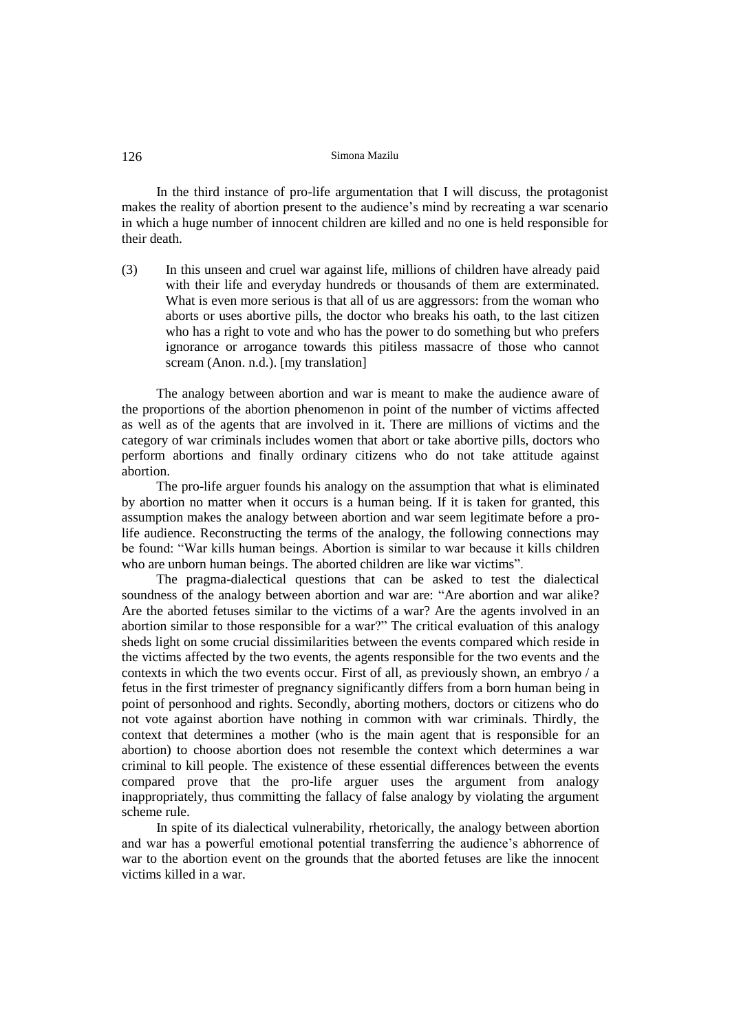In the third instance of pro-life argumentation that I will discuss, the protagonist makes the reality of abortion present to the audience's mind by recreating a war scenario in which a huge number of innocent children are killed and no one is held responsible for their death.

(3) In this unseen and cruel war against life, millions of children have already paid with their life and everyday hundreds or thousands of them are exterminated. What is even more serious is that all of us are aggressors: from the woman who aborts or uses abortive pills, the doctor who breaks his oath, to the last citizen who has a right to vote and who has the power to do something but who prefers ignorance or arrogance towards this pitiless massacre of those who cannot scream (Anon. n.d.). [my translation]

The analogy between abortion and war is meant to make the audience aware of the proportions of the abortion phenomenon in point of the number of victims affected as well as of the agents that are involved in it. There are millions of victims and the category of war criminals includes women that abort or take abortive pills, doctors who perform abortions and finally ordinary citizens who do not take attitude against abortion.

The pro-life arguer founds his analogy on the assumption that what is eliminated by abortion no matter when it occurs is a human being. If it is taken for granted, this assumption makes the analogy between abortion and war seem legitimate before a pro-life audience. Reconstructing the terms of the analogy, the following connections may be found: "War kills human beings. Abortion is similar to war because it kills children who are unborn human beings. The aborted children are like war victims".

The pragma-dialectical questions that can be asked to test the dialectical soundness of the analogy between abortion and war are: "Are abortion and war alike? Are the aborted fetuses similar to the victims of a war? Are the agents involved in an abortion similar to those responsible for a war?" The critical evaluation of this analogy sheds light on some crucial dissimilarities between the events compared which reside in the victims affected by the two events, the agents responsible for the two events and the contexts in which the two events occur. First of all, as previously shown, an embryo / a fetus in the first trimester of pregnancy significantly differs from a born human being in point of personhood and rights. Secondly, aborting mothers, doctors or citizens who do not vote against abortion have nothing in common with war criminals. Thirdly, the context that determines a mother (who is the main agent that is responsible for an abortion) to choose abortion does not resemble the context which determines a war criminal to kill people. The existence of these essential differences between the events compared prove that the pro-life arguer uses the argument from analogy inappropriately, thus committing the fallacy of false analogy by violating the argument scheme rule.

In spite of its dialectical vulnerability, rhetorically, the analogy between abortion and war has a powerful emotional potential transferring the audience's abhorrence of war to the abortion event on the grounds that the aborted fetuses are like the innocent victims killed in a war.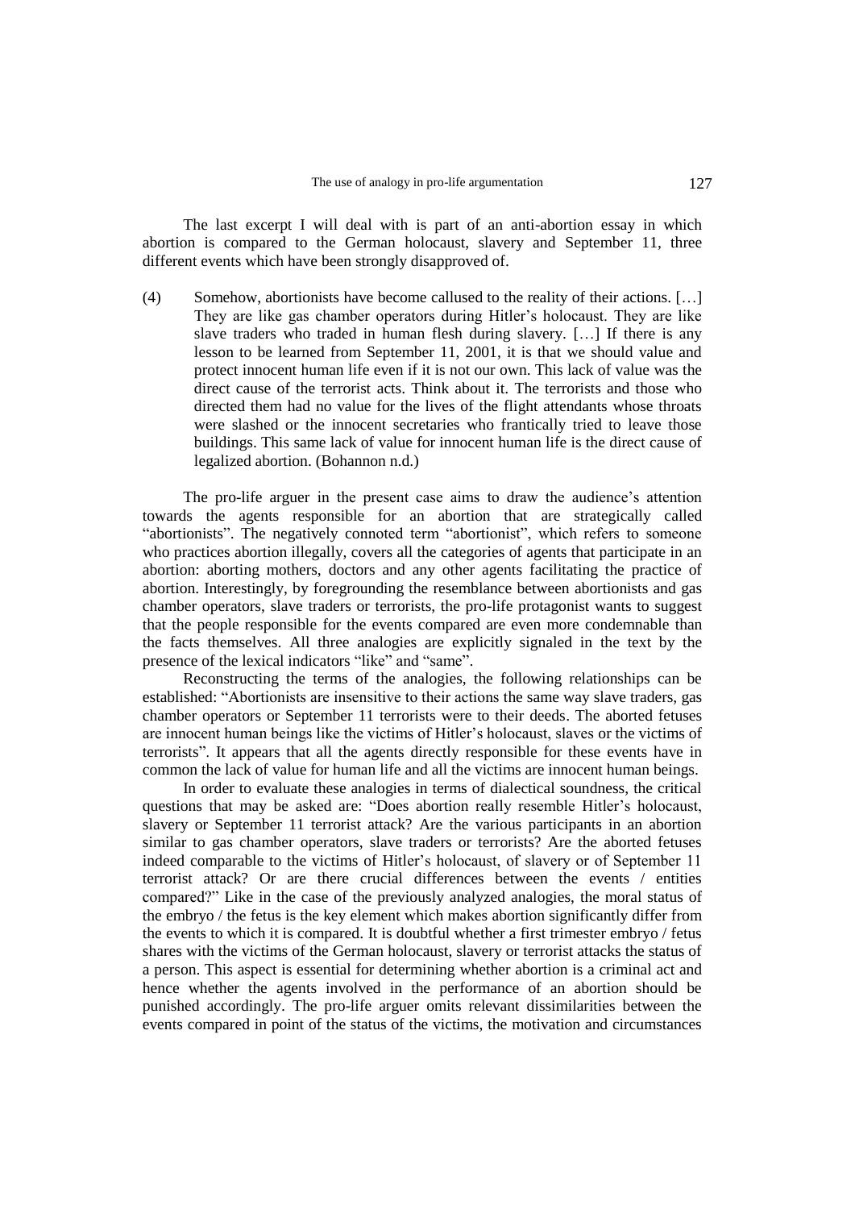The last excerpt I will deal with is part of an anti-abortion essay in which abortion is compared to the German holocaust, slavery and September 11, three different events which have been strongly disapproved of.

(4) Somehow, abortionists have become callused to the reality of their actions. […] They are like gas chamber operators during Hitler's holocaust. They are like slave traders who traded in human flesh during slavery. […] If there is any lesson to be learned from September 11, 2001, it is that we should value and protect innocent human life even if it is not our own. This lack of value was the direct cause of the terrorist acts. Think about it. The terrorists and those who directed them had no value for the lives of the flight attendants whose throats were slashed or the innocent secretaries who frantically tried to leave those buildings. This same lack of value for innocent human life is the direct cause of legalized abortion. (Bohannon n.d.)

The pro-life arguer in the present case aims to draw the audience's attention towards the agents responsible for an abortion that are strategically called "abortionists". The negatively connoted term "abortionist", which refers to someone who practices abortion illegally, covers all the categories of agents that participate in an abortion: aborting mothers, doctors and any other agents facilitating the practice of abortion. Interestingly, by foregrounding the resemblance between abortionists and gas chamber operators, slave traders or terrorists, the pro-life protagonist wants to suggest that the people responsible for the events compared are even more condemnable than the facts themselves. All three analogies are explicitly signaled in the text by the presence of the lexical indicators "like" and "same".

Reconstructing the terms of the analogies, the following relationships can be established: "Abortionists are insensitive to their actions the same way slave traders, gas chamber operators or September 11 terrorists were to their deeds. The aborted fetuses are innocent human beings like the victims of Hitler's holocaust, slaves or the victims of terrorists". It appears that all the agents directly responsible for these events have in common the lack of value for human life and all the victims are innocent human beings.

In order to evaluate these analogies in terms of dialectical soundness, the critical questions that may be asked are: "Does abortion really resemble Hitler's holocaust, slavery or September 11 terrorist attack? Are the various participants in an abortion similar to gas chamber operators, slave traders or terrorists? Are the aborted fetuses indeed comparable to the victims of Hitler's holocaust, of slavery or of September 11 terrorist attack? Or are there crucial differences between the events / entities compared?" Like in the case of the previously analyzed analogies, the moral status of the embryo / the fetus is the key element which makes abortion significantly differ from the events to which it is compared. It is doubtful whether a first trimester embryo / fetus shares with the victims of the German holocaust, slavery or terrorist attacks the status of a person. This aspect is essential for determining whether abortion is a criminal act and hence whether the agents involved in the performance of an abortion should be punished accordingly. The pro-life arguer omits relevant dissimilarities between the events compared in point of the status of the victims, the motivation and circumstances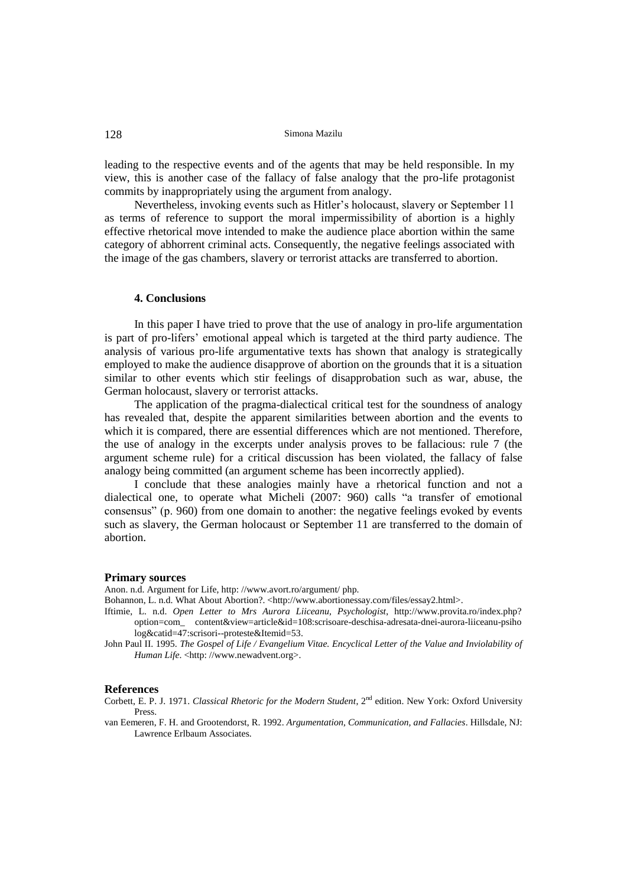leading to the respective events and of the agents that may be held responsible. In my view, this is another case of the fallacy of false analogy that the pro-life protagonist commits by inappropriately using the argument from analogy.

Nevertheless, invoking events such as Hitler's holocaust, slavery or September 11 as terms of reference to support the moral impermissibility of abortion is a highly effective rhetorical move intended to make the audience place abortion within the same category of abhorrent criminal acts. Consequently, the negative feelings associated with the image of the gas chambers, slavery or terrorist attacks are transferred to abortion.

### 4. Conclusions

In this paper I have tried to prove that the use of analogy in pro-life argumentation is part of pro-lifers' emotional appeal which is targeted at the third party audience. The analysis of various pro-life argumentative texts has shown that analogy is strategically employed to make the audience disapprove of abortion on the grounds that it is a situation similar to other events which stir feelings of disapprobation such as war, abuse, the German holocaust, slavery or terrorist attacks.

The application of the pragma-dialectical critical test for the soundness of analogy has revealed that, despite the apparent similarities between abortion and the events to which it is compared, there are essential differences which are not mentioned. Therefore, the use of analogy in the excerpts under analysis proves to be fallacious: rule 7 (the argument scheme rule) for a critical discussion has been violated, the fallacy of false analogy being committed (an argument scheme has been incorrectly applied).

I conclude that these analogies mainly have a rhetorical function and not a dialectical one, to operate what Micheli (2007: 960) calls "a transfer of emotional consensus" (p. 960) from one domain to another: the negative feelings evoked by events such as slavery, the German holocaust or September 11 are transferred to the domain of abortion.

## Primary sources

Anon. n.d. Argument for Life, http: //www.avort.ro/argument/ php.

Bohannon, L. n.d. What About Abortion?. <http://www.abortionessay.com/files/essay2.html>.

Iftimie, L. n.d. *Open Letter to Mrs Aurora Liiceanu, Psychologist*, http://www.provita.ro/index.php?option=com_ content&view=article&id=108:scrisoare-deschisa-adresata-dnei-aurora-liiceanu-psiholog&catid=47:scrisori--proteste&Itemid=53.

John Paul II. 1995. *The Gospel of Life / Evangelium Vitae. Encyclical Letter of the Value and Inviolability of Human Life*. <http: //www.newadvent.org>.

## References

Corbett, E. P. J. 1971. *Classical Rhetoric for the Modern Student*, 2nd edition. New York: Oxford University Press.

van Eemeren, F. H. and Grootendorst, R. 1992. *Argumentation, Communication, and Fallacies*. Hillsdale, NJ: Lawrence Erlbaum Associates.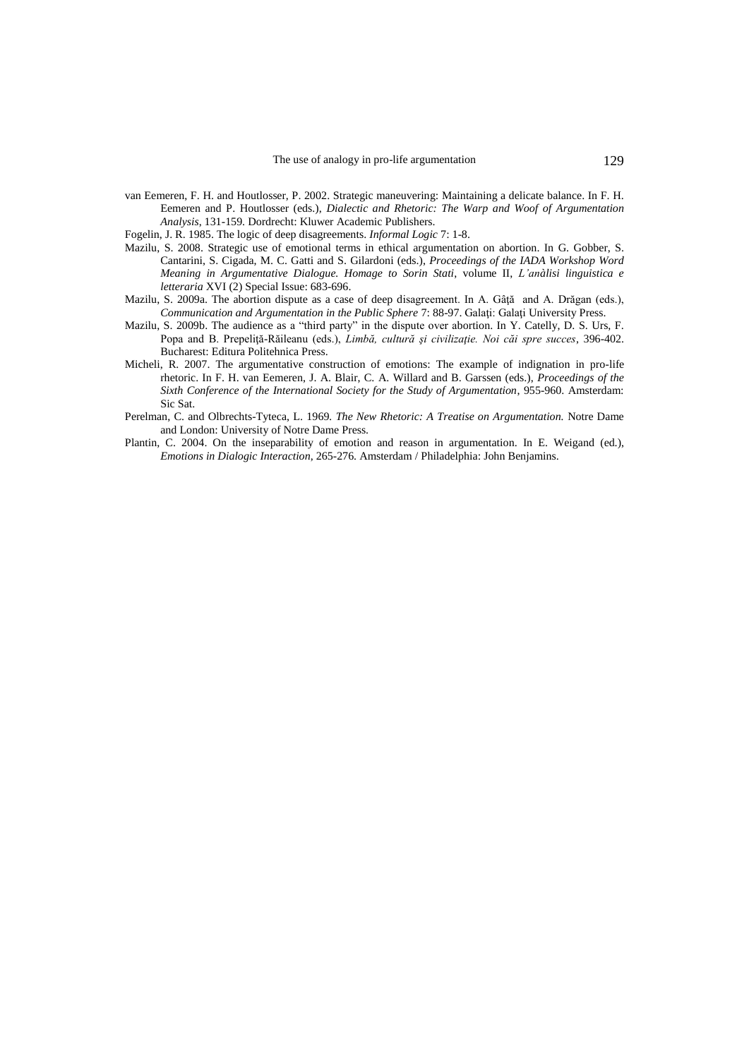van Eemeren, F. H. and Houtlosser, P. 2002. Strategic maneuvering: Maintaining a delicate balance. In F. H. Eemeren and P. Houtlosser (eds.), *Dialectic and Rhetoric: The Warp and Woof of Argumentation Analysis*, 131-159. Dordrecht: Kluwer Academic Publishers.

Fogelin, J. R. 1985. The logic of deep disagreements. *Informal Logic* 7: 1-8.

Mazilu, S. 2008. Strategic use of emotional terms in ethical argumentation on abortion. In G. Gobber, S. Cantarini, S. Cigada, M. C. Gatti and S. Gilardoni (eds.), *Proceedings of the IADA Workshop Word Meaning in Argumentative Dialogue. Homage to Sorin Stati*, volume II, *L'anàlisi linguistica e letteraria* XVI (2) Special Issue: 683-696.

Mazilu, S. 2009a. The abortion dispute as a case of deep disagreement. In A. Gâță and A. Drăgan (eds.), *Communication and Argumentation in the Public Sphere* 7: 88-97. Galați: Galați University Press.

Mazilu, S. 2009b. The audience as a "third party" in the dispute over abortion. In Y. Catelly, D. S. Urs, F. Popa and B. Prepeliţă-Răileanu (eds.), *Limbă, cultură şi civilizație. Noi căi spre succes*, 396-402. Bucharest: Editura Politehnica Press.

Micheli, R. 2007. The argumentative construction of emotions: The example of indignation in pro-life rhetoric. In F. H. van Eemeren, J. A. Blair, C. A. Willard and B. Garssen (eds.), *Proceedings of the Sixth Conference of the International Society for the Study of Argumentation*, 955-960. Amsterdam: Sic Sat.

Perelman, C. and Olbrechts-Tyteca, L. 1969. *The New Rhetoric: A Treatise on Argumentation.* Notre Dame and London: University of Notre Dame Press.

Plantin, C. 2004. On the inseparability of emotion and reason in argumentation. In E. Weigand (ed.), *Emotions in Dialogic Interaction*, 265-276. Amsterdam / Philadelphia: John Benjamins.